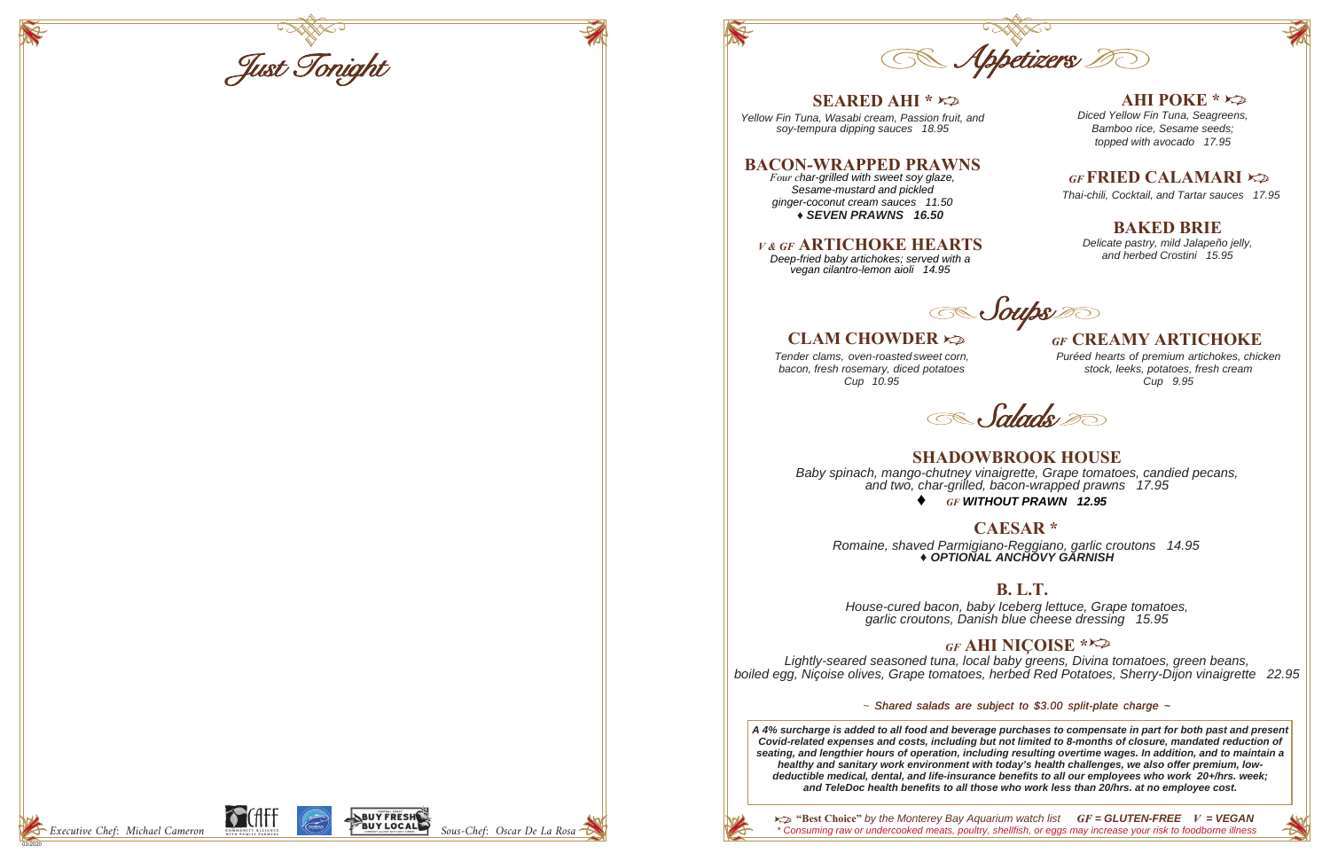# Just Tonight

Executive Chef: Michael Cameron

Sous-Chef: Oscar De La Rosa

# Appetizers

## SEARED AHI * ➳

*Yellow Fin Tuna, Wasabi cream, Passion fruit, and soy-tempura dipping sauces 18.95*

## BACON-WRAPPED PRAWNS

*Four char-grilled with sweet soy glaze, Sesame-mustard and pickled ginger-coconut cream sauces 11.50*

***♦ SEVEN PRAWNS 16.50***

## *V & GF* ARTICHOKE HEARTS

*Deep-fried baby artichokes; served with a vegan cilantro-lemon aioli 14.95*

## AHI POKE * ➳

*Diced Yellow Fin Tuna, Seagreens, Bamboo rice, Sesame seeds; topped with avocado 17.95*

## *GF* FRIED CALAMARI ➳

*Thai-chili, Cocktail, and Tartar sauces 17.95*

## BAKED BRIE

*Delicate pastry, mild Jalapeño jelly, and herbed Crostini 15.95*

# Soups

## CLAM CHOWDER ➳

*Tender clams, oven-roasted sweet corn, bacon, fresh rosemary, diced potatoes*
*Cup 10.95*

## *GF* CREAMY ARTICHOKE

*Puréed hearts of premium artichokes, chicken stock, leeks, potatoes, fresh cream*
*Cup 9.95*

# Salads

## SHADOWBROOK HOUSE

*Baby spinach, mango-chutney vinaigrette, Grape tomatoes, candied pecans, and two, char-grilled, bacon-wrapped prawns 17.95*

***♦ GF WITHOUT PRAWN 12.95***

## CAESAR *

*Romaine, shaved Parmigiano-Reggiano, garlic croutons 14.95*

***♦ OPTIONAL ANCHOVY GARNISH***

## B. L.T.

*House-cured bacon, baby Iceberg lettuce, Grape tomatoes, garlic croutons, Danish blue cheese dressing 15.95*

## *GF* AHI NIÇOISE * ➳

*Lightly-seared seasoned tuna, local baby greens, Divina tomatoes, green beans, boiled egg, Niçoise olives, Grape tomatoes, herbed Red Potatoes, Sherry-Dijon vinaigrette 22.95*

*~ Shared salads are subject to $3.00 split-plate charge ~*

***A 4% surcharge is added to all food and beverage purchases to compensate in part for both past and present Covid-related expenses and costs, including but not limited to 8-months of closure, mandated reduction of seating, and lengthier hours of operation, including resulting overtime wages. In addition, and to maintain a healthy and sanitary work environment with today's health challenges, we also offer premium, low-deductible medical, dental, and life-insurance benefits to all our employees who work 20+/hrs. week; and TeleDoc health benefits to all those who work less than 20/hrs. at no employee cost.***

➳ **"Best Choice"** *by the Monterey Bay Aquarium watch list* ***GF = GLUTEN-FREE V = VEGAN***

*\* Consuming raw or undercooked meats, poultry, shellfish, or eggs may increase your risk to foodborne illness*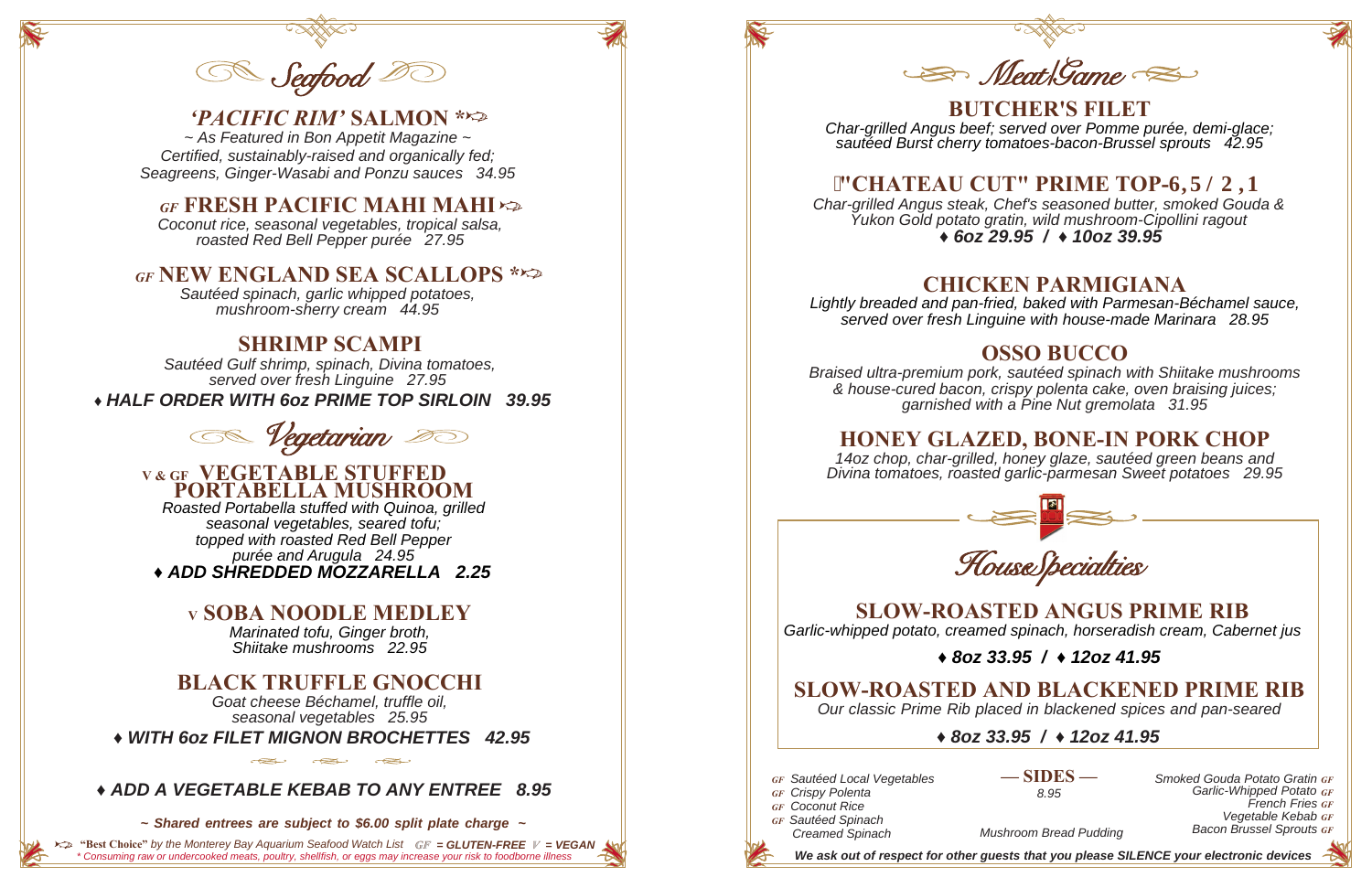# Seafood

## 'PACIFIC RIM' SALMON *

*~ As Featured in Bon Appetit Magazine ~*
*Certified, sustainably-raised and organically fed; Seagreens, Ginger-Wasabi and Ponzu sauces 34.95*

## GF FRESH PACIFIC MAHI MAHI

*Coconut rice, seasonal vegetables, tropical salsa, roasted Red Bell Pepper purée 27.95*

## GF NEW ENGLAND SEA SCALLOPS *

*Sautéed spinach, garlic whipped potatoes, mushroom-sherry cream 44.95*

## SHRIMP SCAMPI

*Sautéed Gulf shrimp, spinach, Divina tomatoes, served over fresh Linguine 27.95*

***♦ HALF ORDER WITH 6oz PRIME TOP SIRLOIN 39.95***

# Vegetarian

## V & GF VEGETABLE STUFFED PORTABELLA MUSHROOM

*Roasted Portabella stuffed with Quinoa, grilled seasonal vegetables, seared tofu; topped with roasted Red Bell Pepper purée and Arugula 24.95*

***♦ ADD SHREDDED MOZZARELLA 2.25***

## V SOBA NOODLE MEDLEY

*Marinated tofu, Ginger broth, Shiitake mushrooms 22.95*

## BLACK TRUFFLE GNOCCHI

*Goat cheese Béchamel, truffle oil, seasonal vegetables 25.95*

***♦ WITH 6oz FILET MIGNON BROCHETTES 42.95***

***♦ ADD A VEGETABLE KEBAB TO ANY ENTREE 8.95***

***~ Shared entrees are subject to $6.00 split plate charge ~***

**"Best Choice"** *by the Monterey Bay Aquarium Seafood Watch List* ***GF = GLUTEN-FREE V = VEGAN***
*\* Consuming raw or undercooked meats, poultry, shellfish, or eggs may increase your risk to foodborne illness*

# Meat/Game

## BUTCHER'S FILET

*Char-grilled Angus beef; served over Pomme purée, demi-glace; sautéed Burst cherry tomatoes-bacon-Brussel sprouts 42.95*

## "CHATEAU CUT" PRIME TOP-6,5 / 2,1

*Char-grilled Angus steak, Chef's seasoned butter, smoked Gouda & Yukon Gold potato gratin, wild mushroom-Cipollini ragout*

***♦ 6oz 29.95 / ♦ 10oz 39.95***

## CHICKEN PARMIGIANA

*Lightly breaded and pan-fried, baked with Parmesan-Béchamel sauce, served over fresh Linguine with house-made Marinara 28.95*

## OSSO BUCCO

*Braised ultra-premium pork, sautéed spinach with Shiitake mushrooms & house-cured bacon, crispy polenta cake, oven braising juices; garnished with a Pine Nut gremolata 31.95*

## HONEY GLAZED, BONE-IN PORK CHOP

*14oz chop, char-grilled, honey glaze, sautéed green beans and Divina tomatoes, roasted garlic-parmesan Sweet potatoes 29.95*

# House Specialties

## SLOW-ROASTED ANGUS PRIME RIB

*Garlic-whipped potato, creamed spinach, horseradish cream, Cabernet jus*

***♦ 8oz 33.95 / ♦ 12oz 41.95***

## SLOW-ROASTED AND BLACKENED PRIME RIB

*Our classic Prime Rib placed in blackened spices and pan-seared*

***♦ 8oz 33.95 / ♦ 12oz 41.95***

## — SIDES —

*8.95*

- GF *Sautéed Local Vegetables*
- GF *Crispy Polenta*
- GF *Coconut Rice*
- GF *Sautéed Spinach*
- *Creamed Spinach*
- *Mushroom Bread Pudding*
- *Smoked Gouda Potato Gratin* GF
- *Garlic-Whipped Potato* GF
- *French Fries* GF
- *Vegetable Kebab* GF
- *Bacon Brussel Sprouts* GF

***We ask out of respect for other guests that you please SILENCE your electronic devices***